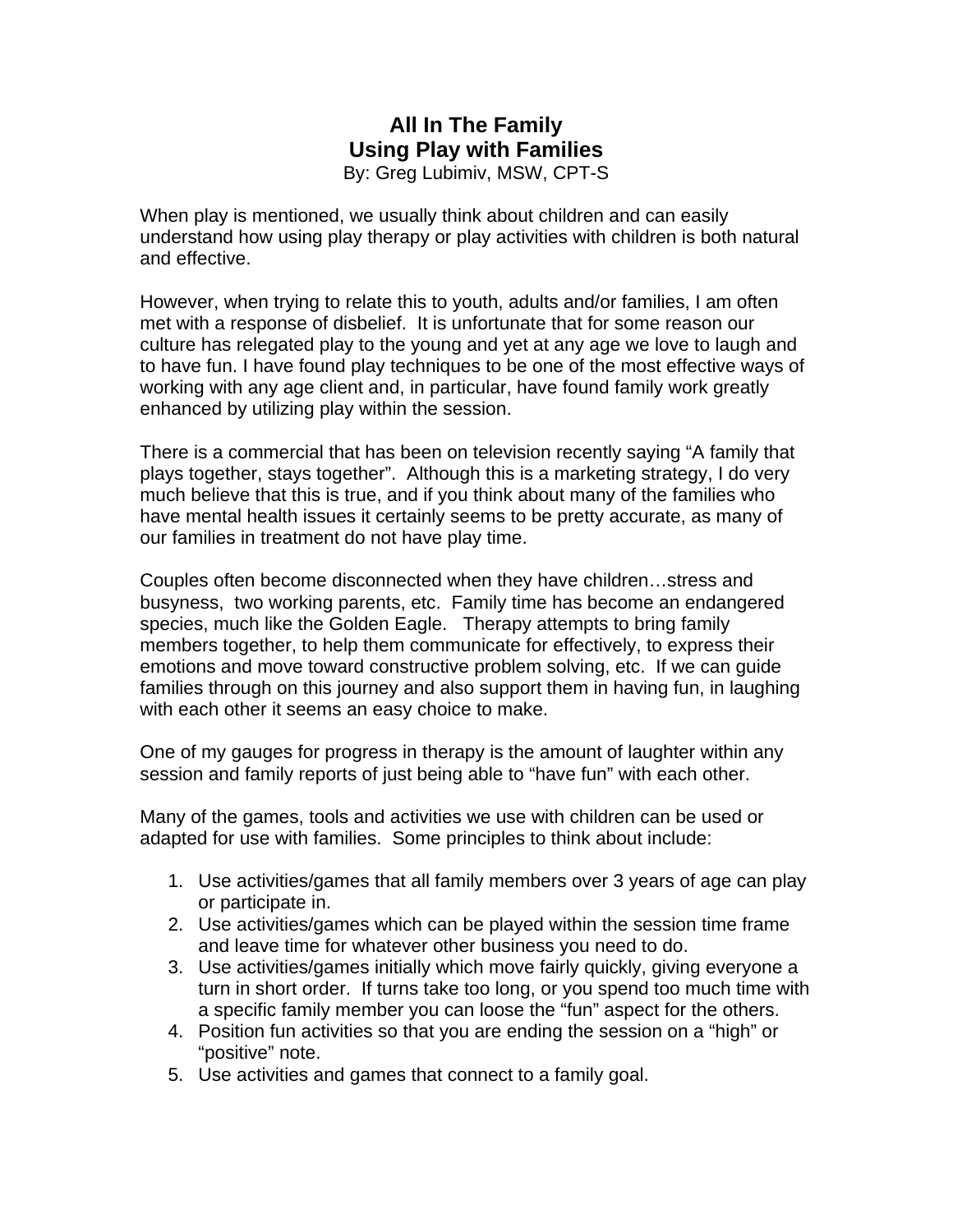# All In The Family
## Using Play with Families

By: Greg Lubimiv, MSW, CPT-S

When play is mentioned, we usually think about children and can easily understand how using play therapy or play activities with children is both natural and effective.

However, when trying to relate this to youth, adults and/or families, I am often met with a response of disbelief. It is unfortunate that for some reason our culture has relegated play to the young and yet at any age we love to laugh and to have fun. I have found play techniques to be one of the most effective ways of working with any age client and, in particular, have found family work greatly enhanced by utilizing play within the session.

There is a commercial that has been on television recently saying "A family that plays together, stays together". Although this is a marketing strategy, I do very much believe that this is true, and if you think about many of the families who have mental health issues it certainly seems to be pretty accurate, as many of our families in treatment do not have play time.

Couples often become disconnected when they have children…stress and busyness, two working parents, etc. Family time has become an endangered species, much like the Golden Eagle. Therapy attempts to bring family members together, to help them communicate for effectively, to express their emotions and move toward constructive problem solving, etc. If we can guide families through on this journey and also support them in having fun, in laughing with each other it seems an easy choice to make.

One of my gauges for progress in therapy is the amount of laughter within any session and family reports of just being able to "have fun" with each other.

Many of the games, tools and activities we use with children can be used or adapted for use with families. Some principles to think about include:

1. Use activities/games that all family members over 3 years of age can play or participate in.
2. Use activities/games which can be played within the session time frame and leave time for whatever other business you need to do.
3. Use activities/games initially which move fairly quickly, giving everyone a turn in short order. If turns take too long, or you spend too much time with a specific family member you can loose the "fun" aspect for the others.
4. Position fun activities so that you are ending the session on a "high" or "positive" note.
5. Use activities and games that connect to a family goal.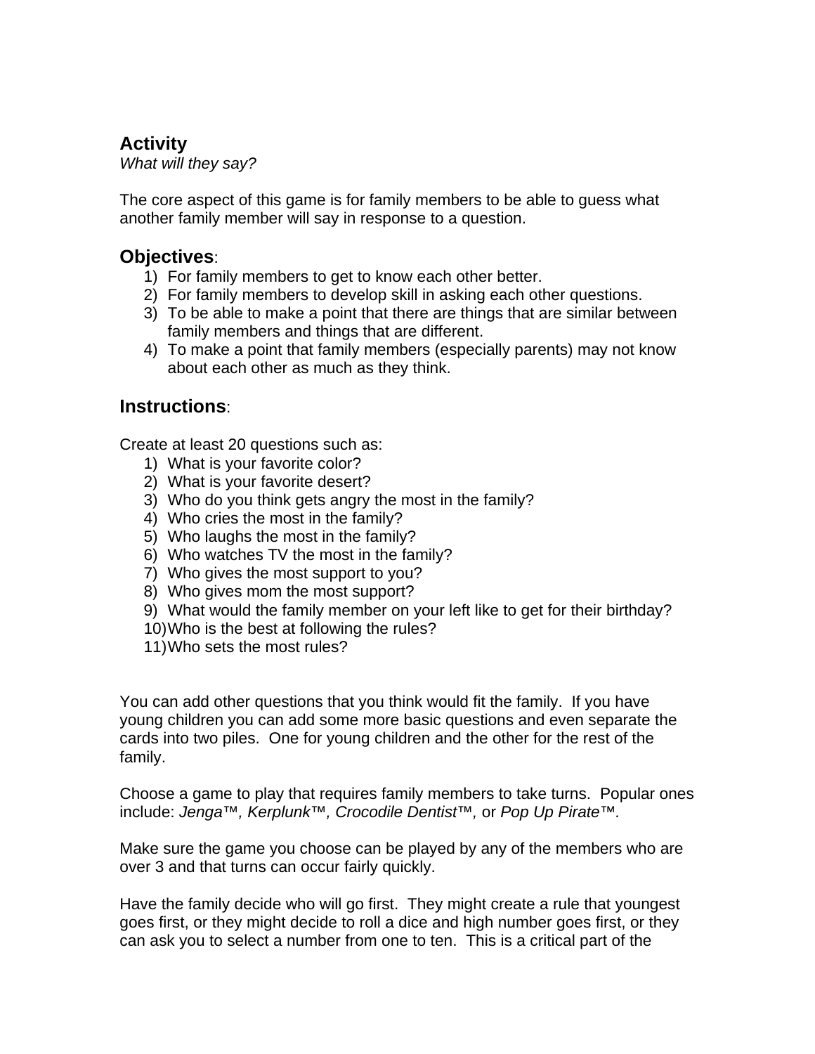## Activity

*What will they say?*

The core aspect of this game is for family members to be able to guess what another family member will say in response to a question.

## Objectives:

1) For family members to get to know each other better.
2) For family members to develop skill in asking each other questions.
3) To be able to make a point that there are things that are similar between family members and things that are different.
4) To make a point that family members (especially parents) may not know about each other as much as they think.

## Instructions:

Create at least 20 questions such as:

1) What is your favorite color?
2) What is your favorite desert?
3) Who do you think gets angry the most in the family?
4) Who cries the most in the family?
5) Who laughs the most in the family?
6) Who watches TV the most in the family?
7) Who gives the most support to you?
8) Who gives mom the most support?
9) What would the family member on your left like to get for their birthday?
10) Who is the best at following the rules?
11) Who sets the most rules?

You can add other questions that you think would fit the family. If you have young children you can add some more basic questions and even separate the cards into two piles. One for young children and the other for the rest of the family.

Choose a game to play that requires family members to take turns. Popular ones include: *Jenga™, Kerplunk™, Crocodile Dentist™,* or *Pop Up Pirate™.*

Make sure the game you choose can be played by any of the members who are over 3 and that turns can occur fairly quickly.

Have the family decide who will go first. They might create a rule that youngest goes first, or they might decide to roll a dice and high number goes first, or they can ask you to select a number from one to ten. This is a critical part of the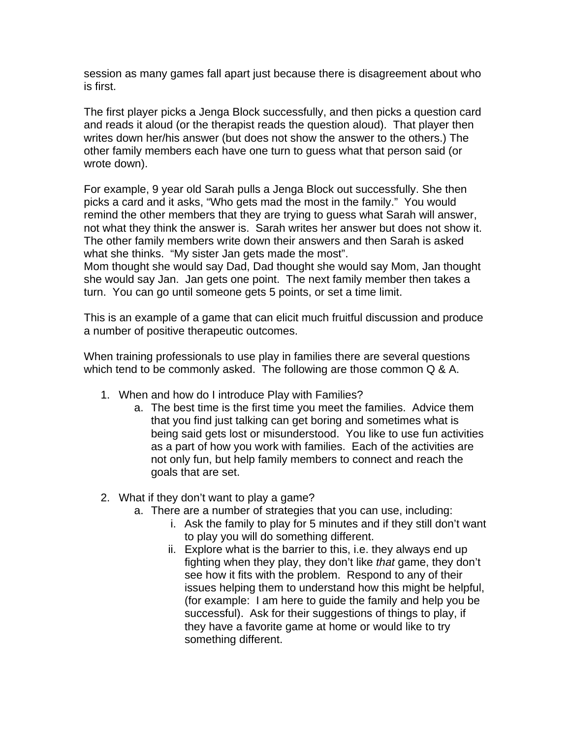session as many games fall apart just because there is disagreement about who is first.

The first player picks a Jenga Block successfully, and then picks a question card and reads it aloud (or the therapist reads the question aloud). That player then writes down her/his answer (but does not show the answer to the others.) The other family members each have one turn to guess what that person said (or wrote down).

For example, 9 year old Sarah pulls a Jenga Block out successfully. She then picks a card and it asks, "Who gets mad the most in the family." You would remind the other members that they are trying to guess what Sarah will answer, not what they think the answer is. Sarah writes her answer but does not show it. The other family members write down their answers and then Sarah is asked what she thinks. "My sister Jan gets made the most".
Mom thought she would say Dad, Dad thought she would say Mom, Jan thought she would say Jan. Jan gets one point. The next family member then takes a turn. You can go until someone gets 5 points, or set a time limit.

This is an example of a game that can elicit much fruitful discussion and produce a number of positive therapeutic outcomes.

When training professionals to use play in families there are several questions which tend to be commonly asked. The following are those common Q & A.

1. When and how do I introduce Play with Families?
    a. The best time is the first time you meet the families. Advice them that you find just talking can get boring and sometimes what is being said gets lost or misunderstood. You like to use fun activities as a part of how you work with families. Each of the activities are not only fun, but help family members to connect and reach the goals that are set.

2. What if they don't want to play a game?
    a. There are a number of strategies that you can use, including:
        i. Ask the family to play for 5 minutes and if they still don't want to play you will do something different.
        ii. Explore what is the barrier to this, i.e. they always end up fighting when they play, they don't like *that* game, they don't see how it fits with the problem. Respond to any of their issues helping them to understand how this might be helpful, (for example: I am here to guide the family and help you be successful). Ask for their suggestions of things to play, if they have a favorite game at home or would like to try something different.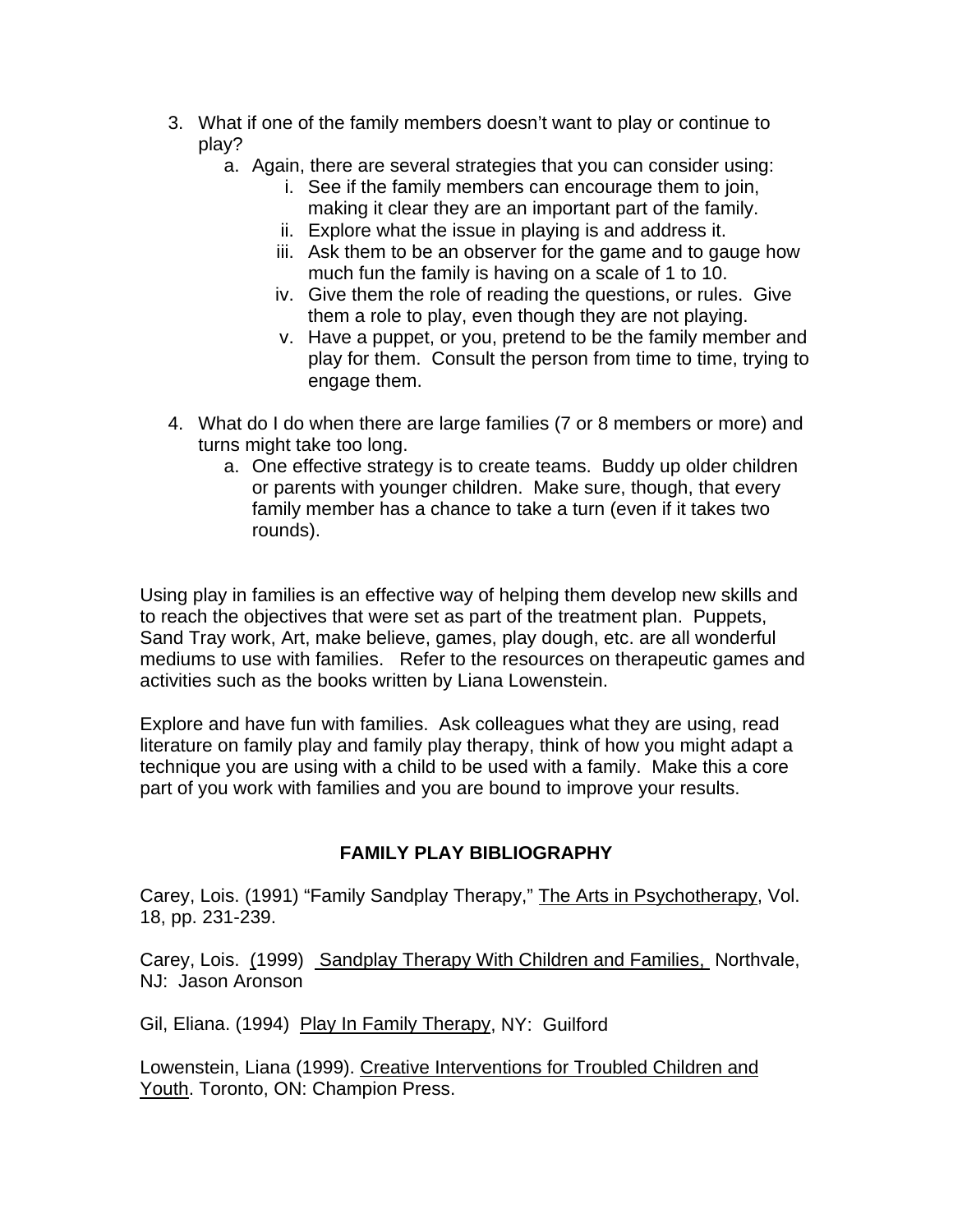3. What if one of the family members doesn't want to play or continue to play?
   a. Again, there are several strategies that you can consider using:
      i. See if the family members can encourage them to join, making it clear they are an important part of the family.
      ii. Explore what the issue in playing is and address it.
      iii. Ask them to be an observer for the game and to gauge how much fun the family is having on a scale of 1 to 10.
      iv. Give them the role of reading the questions, or rules. Give them a role to play, even though they are not playing.
      v. Have a puppet, or you, pretend to be the family member and play for them. Consult the person from time to time, trying to engage them.

4. What do I do when there are large families (7 or 8 members or more) and turns might take too long.
   a. One effective strategy is to create teams. Buddy up older children or parents with younger children. Make sure, though, that every family member has a chance to take a turn (even if it takes two rounds).

Using play in families is an effective way of helping them develop new skills and to reach the objectives that were set as part of the treatment plan. Puppets, Sand Tray work, Art, make believe, games, play dough, etc. are all wonderful mediums to use with families. Refer to the resources on therapeutic games and activities such as the books written by Liana Lowenstein.

Explore and have fun with families. Ask colleagues what they are using, read literature on family play and family play therapy, think of how you might adapt a technique you are using with a child to be used with a family. Make this a core part of you work with families and you are bound to improve your results.

## FAMILY PLAY BIBLIOGRAPHY

Carey, Lois. (1991) "Family Sandplay Therapy," <u>The Arts in Psychotherapy</u>, Vol. 18, pp. 231-239.

Carey, Lois. (1999) <u>Sandplay Therapy With Children and Families,</u> Northvale, NJ: Jason Aronson

Gil, Eliana. (1994) <u>Play In Family Therapy</u>, NY: Guilford

Lowenstein, Liana (1999). <u>Creative Interventions for Troubled Children and Youth</u>. Toronto, ON: Champion Press.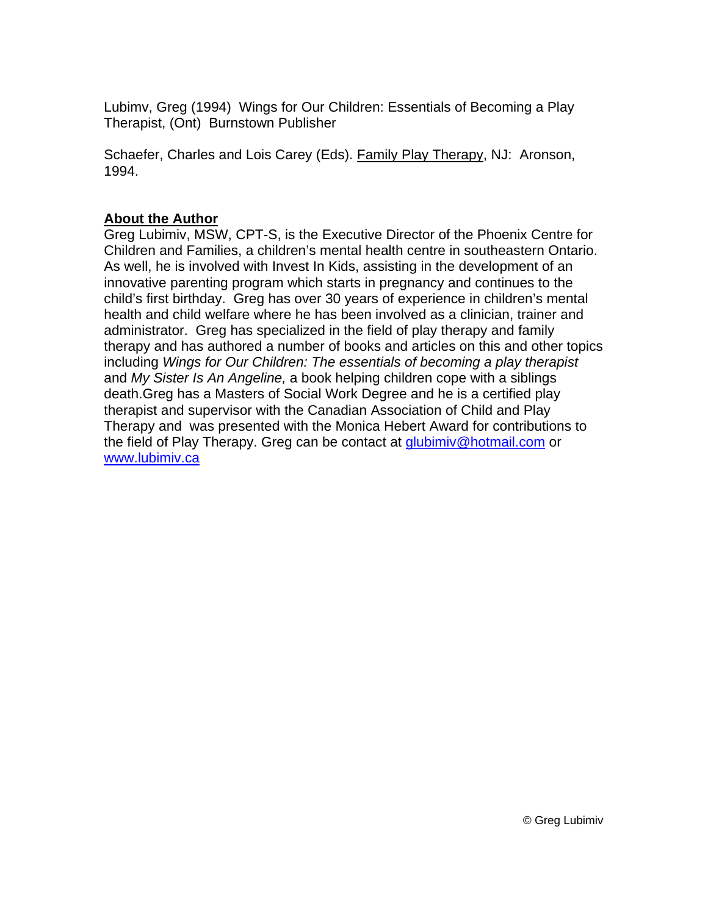Lubimv, Greg (1994) Wings for Our Children: Essentials of Becoming a Play Therapist, (Ont) Burnstown Publisher

Schaefer, Charles and Lois Carey (Eds). Family Play Therapy, NJ: Aronson, 1994.

## About the Author

Greg Lubimiv, MSW, CPT-S, is the Executive Director of the Phoenix Centre for Children and Families, a children's mental health centre in southeastern Ontario. As well, he is involved with Invest In Kids, assisting in the development of an innovative parenting program which starts in pregnancy and continues to the child's first birthday. Greg has over 30 years of experience in children's mental health and child welfare where he has been involved as a clinician, trainer and administrator. Greg has specialized in the field of play therapy and family therapy and has authored a number of books and articles on this and other topics including *Wings for Our Children: The essentials of becoming a play therapist* and *My Sister Is An Angeline,* a book helping children cope with a siblings death.Greg has a Masters of Social Work Degree and he is a certified play therapist and supervisor with the Canadian Association of Child and Play Therapy and was presented with the Monica Hebert Award for contributions to the field of Play Therapy. Greg can be contact at glubimiv@hotmail.com or www.lubimiv.ca

© Greg Lubimiv